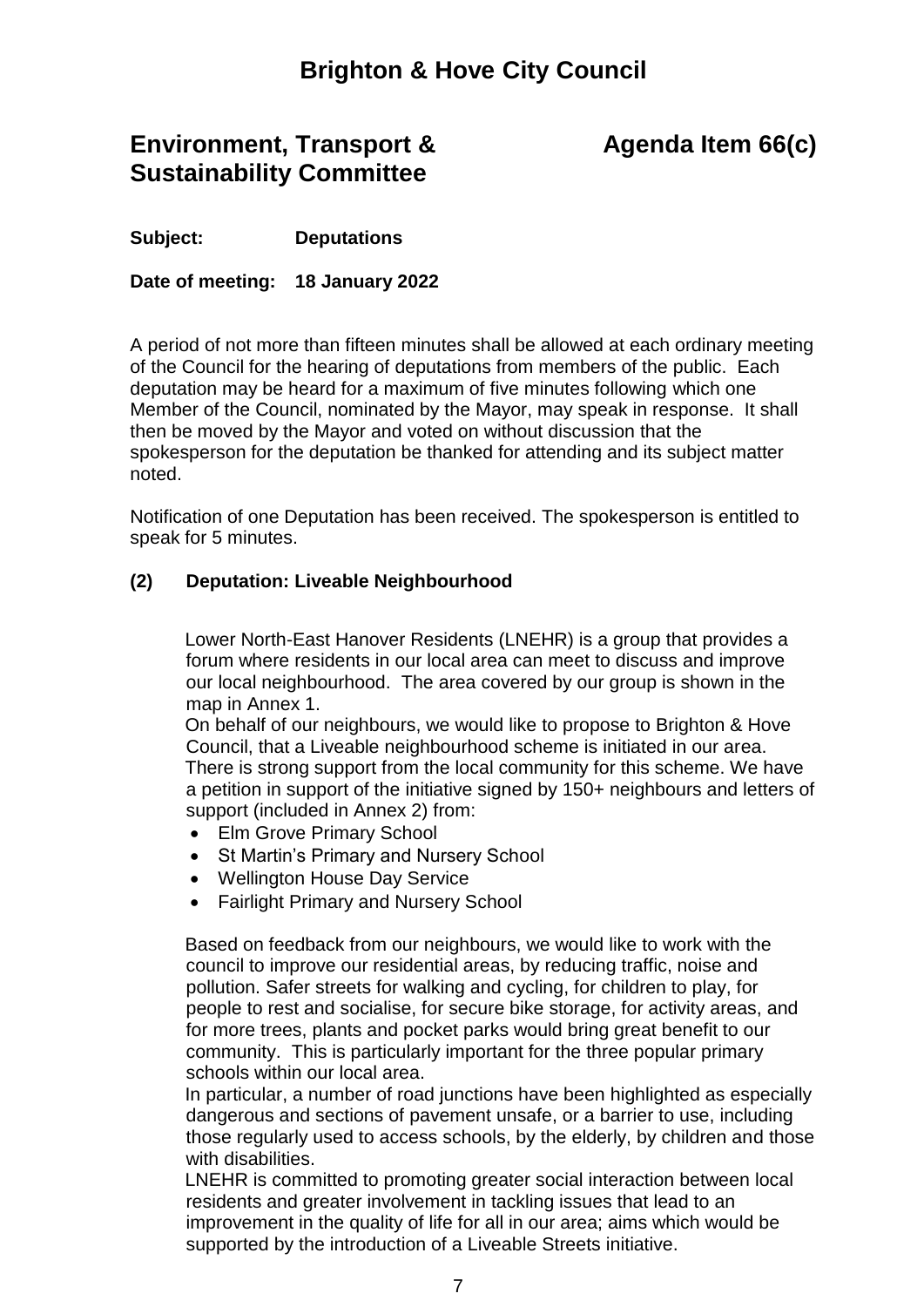# Brighton & Hove City Council

## Environment, Transport & Sustainability Committee

## Agenda Item 66(c)

**Subject:** **Deputations**

**Date of meeting:** **18 January 2022**

A period of not more than fifteen minutes shall be allowed at each ordinary meeting of the Council for the hearing of deputations from members of the public. Each deputation may be heard for a maximum of five minutes following which one Member of the Council, nominated by the Mayor, may speak in response. It shall then be moved by the Mayor and voted on without discussion that the spokesperson for the deputation be thanked for attending and its subject matter noted.

Notification of one Deputation has been received. The spokesperson is entitled to speak for 5 minutes.

### (2) Deputation: Liveable Neighbourhood

Lower North-East Hanover Residents (LNEHR) is a group that provides a forum where residents in our local area can meet to discuss and improve our local neighbourhood. The area covered by our group is shown in the map in Annex 1.

On behalf of our neighbours, we would like to propose to Brighton & Hove Council, that a Liveable neighbourhood scheme is initiated in our area. There is strong support from the local community for this scheme. We have a petition in support of the initiative signed by 150+ neighbours and letters of support (included in Annex 2) from:

- Elm Grove Primary School
- St Martin's Primary and Nursery School
- Wellington House Day Service
- Fairlight Primary and Nursery School

Based on feedback from our neighbours, we would like to work with the council to improve our residential areas, by reducing traffic, noise and pollution. Safer streets for walking and cycling, for children to play, for people to rest and socialise, for secure bike storage, for activity areas, and for more trees, plants and pocket parks would bring great benefit to our community. This is particularly important for the three popular primary schools within our local area.

In particular, a number of road junctions have been highlighted as especially dangerous and sections of pavement unsafe, or a barrier to use, including those regularly used to access schools, by the elderly, by children and those with disabilities.

LNEHR is committed to promoting greater social interaction between local residents and greater involvement in tackling issues that lead to an improvement in the quality of life for all in our area; aims which would be supported by the introduction of a Liveable Streets initiative.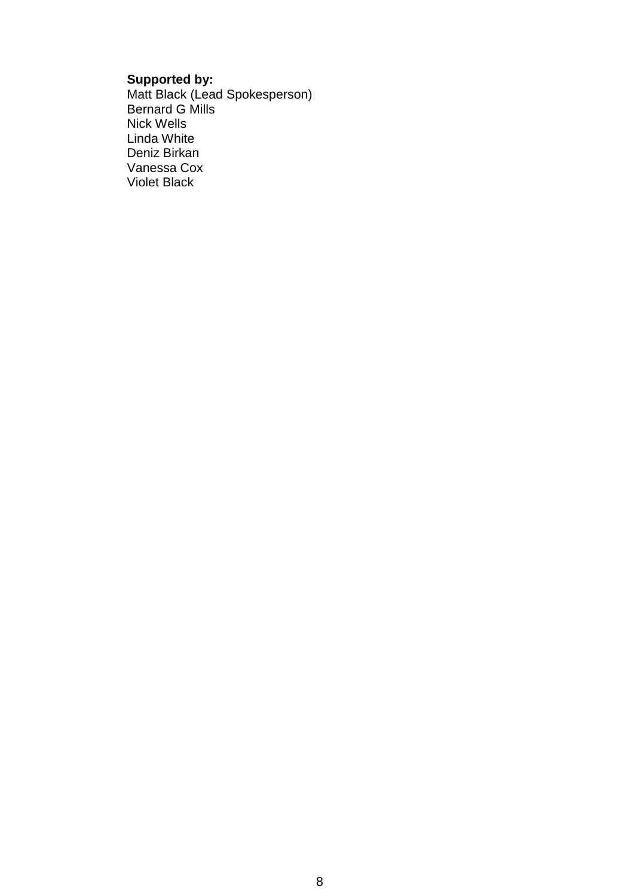**Supported by:**
Matt Black (Lead Spokesperson)
Bernard G Mills
Nick Wells
Linda White
Deniz Birkan
Vanessa Cox
Violet Black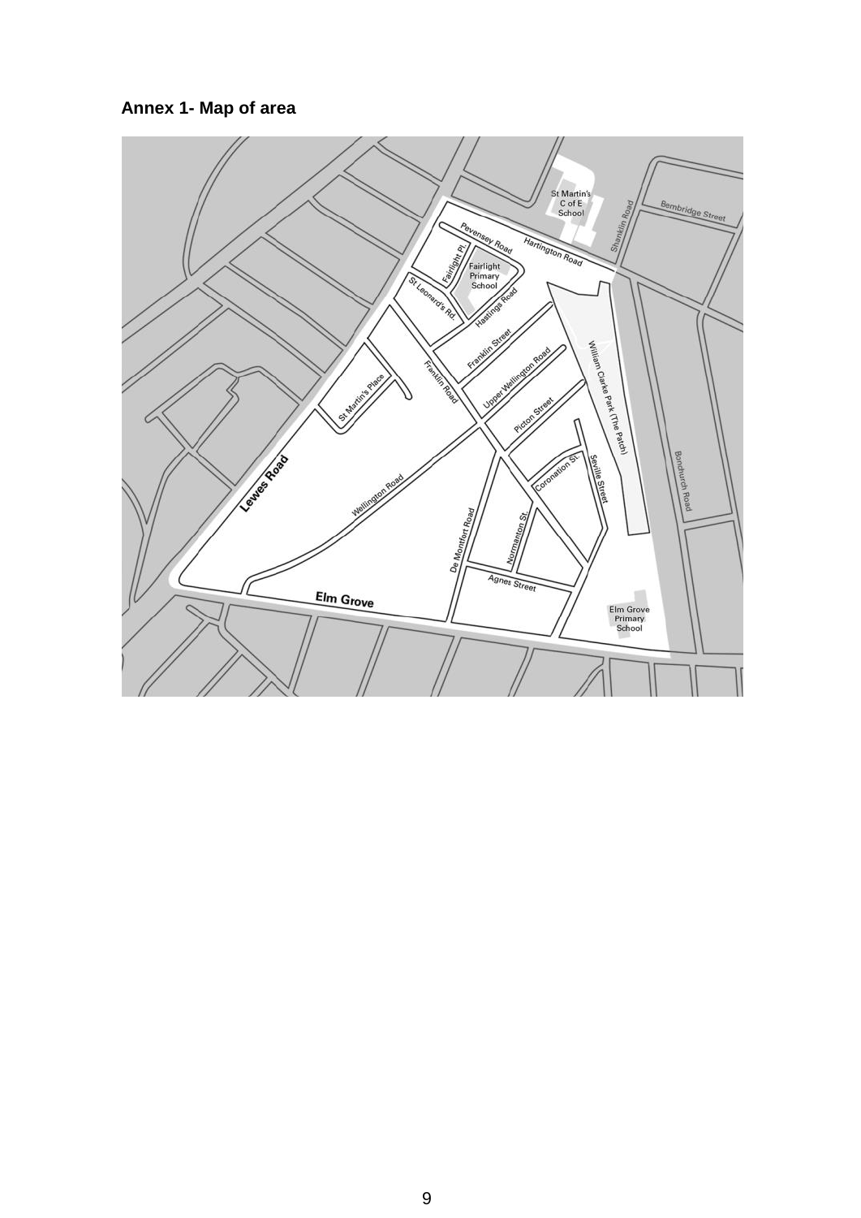**Annex 1- Map of area**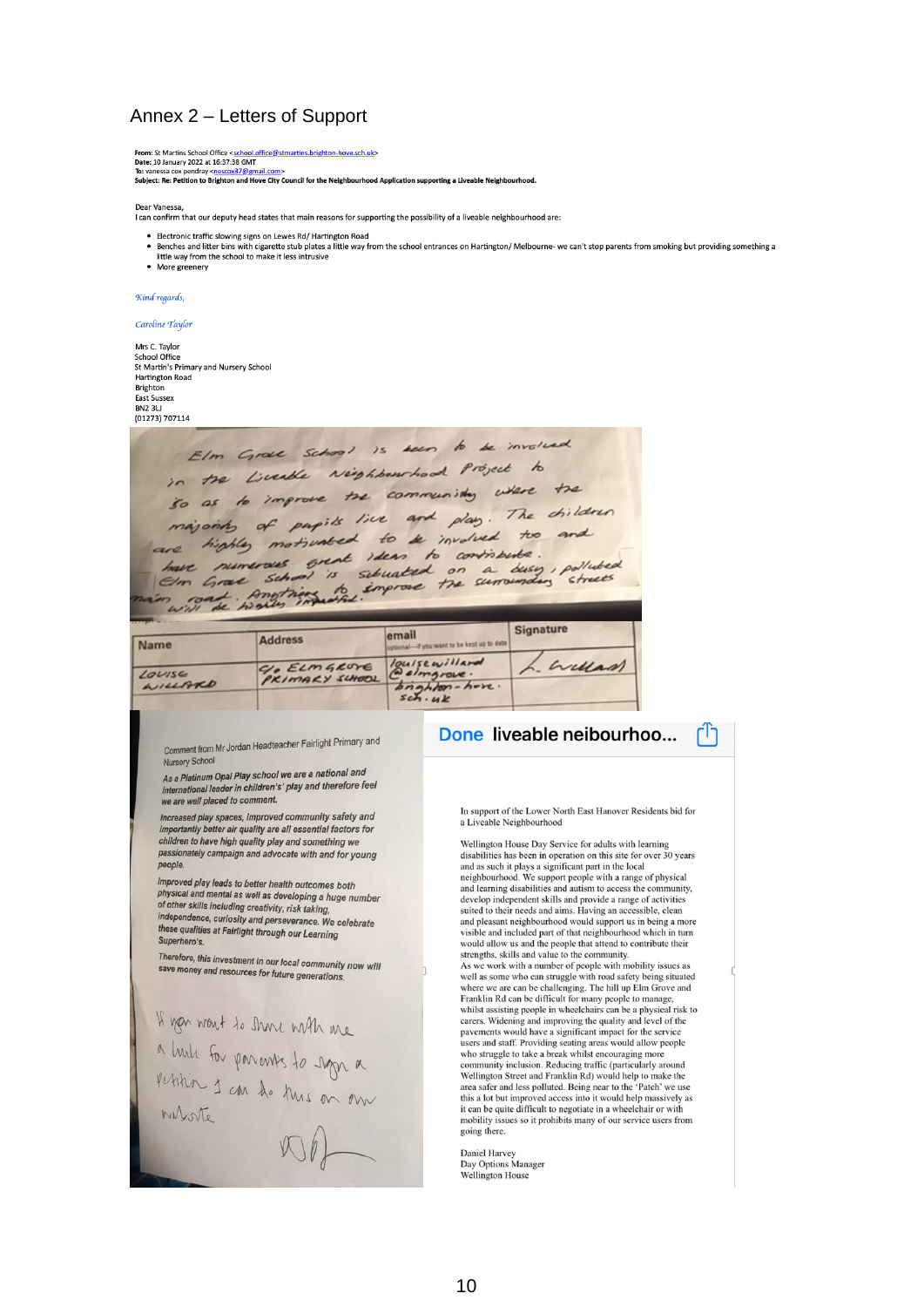# Annex 2 – Letters of Support

**From:** St Martins School Office <school.office@stmartins.brighton-hove.sch.uk>
**Date:** 10 January 2022 at 16:37:38 GMT
**To:** vanessa cox pendray <noscox87@gmail.com>
**Subject: Re: Petition to Brighton and Hove City Council for the Neighbourhood Application supporting a Liveable Neighbourhood.**

Dear Vanessa,
I can confirm that our deputy head states that main reasons for supporting the possibility of a liveable neighbourhood are:

- Electronic traffic slowing signs on Lewes Rd/ Hartington Road
- Benches and litter bins with cigarette stub plates a little way from the school entrances on Hartington/ Melbourne- we can't stop parents from smoking but providing something a little way from the school to make it less intrusive
- More greenery

*Kind regards,*

*Caroline Taylor*

Mrs C. Taylor
School Office
St Martin's Primary and Nursery School
Hartington Road
Brighton
East Sussex
BN2 3LJ
(01273) 707114

Elm Grove School is keen to be involved in the Liveable Neighbourhood Project to so as to improve the community where the majority of pupils live and play. The children are highly motivated to be involved too and have numerous great ideas to contribute. Elm Grove School is situated on a busy, polluted main road. Anything to improve the surrounding streets will be highly impactful.

| Name | Address | email (optional—if you want to be kept up to date) | Signature |
|---|---|---|---|
| Louise Willard | C/o Elm Grove Primary School | louisewillard@elmgrove.brighton-hove.sch.uk | L. Willard |

Comment from Mr Jordan Headteacher Fairlight Primary and Nursery School

*As a Platinum Opal Play school we are a national and international leader in children's' play and therefore feel we are well placed to comment.*

*Increased play spaces, improved community safety and importantly better air quality are all essential factors for children to have high quality play and something we passionately campaign and advocate with and for young people.*

*Improved play leads to better health outcomes both physical and mental as well as developing a huge number of other skills including creativity, risk taking, independence, curiosity and perseverance. We celebrate these qualities at Fairlight through our Learning Superhero's.*

*Therefore, this investment in our local community now will save money and resources for future generations.*

If you want to share with me a link for parents to sign a petition I can do this on our website

Done liveable neibourhoo...

In support of the Lower North East Hanover Residents bid for a Liveable Neighbourhood

Wellington House Day Service for adults with learning disabilities has been in operation on this site for over 30 years and as such it plays a significant part in the local neighbourhood. We support people with a range of physical and learning disabilities and autism to access the community, develop independent skills and provide a range of activities suited to their needs and aims. Having an accessible, clean and pleasant neighbourhood would support us in being a more visible and included part of that neighbourhood which in turn would allow us and the people that attend to contribute their strengths, skills and value to the community.
As we work with a number of people with mobility issues as well as some who can struggle with road safety being situated where we are can be challenging. The hill up Elm Grove and Franklin Rd can be difficult for many people to manage, whilst assisting people in wheelchairs can be a physical risk to carers. Widening and improving the quality and level of the pavements would have a significant impact for the service users and staff. Providing seating areas would allow people who struggle to take a break whilst encouraging more community inclusion. Reducing traffic (particularly around Wellington Street and Franklin Rd) would help to make the area safer and less polluted. Being near to the 'Patch' we use this a lot but improved access into it would help massively as it can be quite difficult to negotiate in a wheelchair or with mobility issues so it prohibits many of our service users from going there.

Daniel Harvey
Day Options Manager
Wellington House